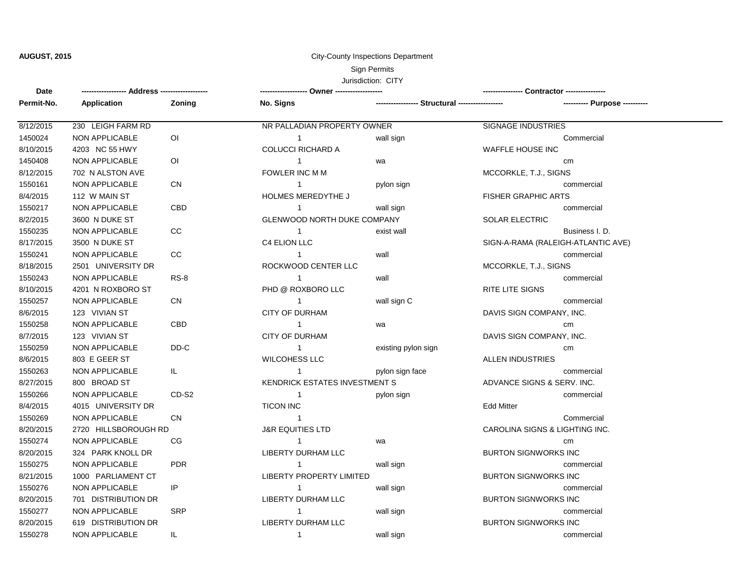**AUGUST, 2015**

City-County Inspections Department

Sign Permits

Jurisdiction: CITY

| Date / Permit-No. | Address / Application | Zoning | Owner / No. Signs | Structural | Contractor / Purpose |
|---|---|---|---|---|---|
| 8/12/2015 | 230 LEIGH FARM RD | | NR PALLADIAN PROPERTY OWNER | | SIGNAGE INDUSTRIES |
| 1450024 | NON APPLICABLE | OI | 1 | wall sign | Commercial |
| 8/10/2015 | 4203 NC 55 HWY | | COLUCCI RICHARD A | | WAFFLE HOUSE INC |
| 1450408 | NON APPLICABLE | OI | 1 | wa | cm |
| 8/12/2015 | 702 N ALSTON AVE | | FOWLER INC M M | | MCCORKLE, T.J., SIGNS |
| 1550161 | NON APPLICABLE | CN | 1 | pylon sign | commercial |
| 8/4/2015 | 112 W MAIN ST | | HOLMES MEREDYTHE J | | FISHER GRAPHIC ARTS |
| 1550217 | NON APPLICABLE | CBD | 1 | wall sign | commercial |
| 8/2/2015 | 3600 N DUKE ST | | GLENWOOD NORTH DUKE COMPANY | | SOLAR ELECTRIC |
| 1550235 | NON APPLICABLE | CC | 1 | exist wall | Business I. D. |
| 8/17/2015 | 3500 N DUKE ST | | C4 ELION LLC | | SIGN-A-RAMA (RALEIGH-ATLANTIC AVE) |
| 1550241 | NON APPLICABLE | CC | 1 | wall | commercial |
| 8/18/2015 | 2501 UNIVERSITY DR | | ROCKWOOD CENTER LLC | | MCCORKLE, T.J., SIGNS |
| 1550243 | NON APPLICABLE | RS-8 | 1 | wall | commercial |
| 8/10/2015 | 4201 N ROXBORO ST | | PHD @ ROXBORO LLC | | RITE LITE SIGNS |
| 1550257 | NON APPLICABLE | CN | 1 | wall sign C | commercial |
| 8/6/2015 | 123 VIVIAN ST | | CITY OF DURHAM | | DAVIS SIGN COMPANY, INC. |
| 1550258 | NON APPLICABLE | CBD | 1 | wa | cm |
| 8/7/2015 | 123 VIVIAN ST | | CITY OF DURHAM | | DAVIS SIGN COMPANY, INC. |
| 1550259 | NON APPLICABLE | DD-C | 1 | existing pylon sign | cm |
| 8/6/2015 | 803 E GEER ST | | WILCOHESS LLC | | ALLEN INDUSTRIES |
| 1550263 | NON APPLICABLE | IL | 1 | pylon sign face | commercial |
| 8/27/2015 | 800 BROAD ST | | KENDRICK ESTATES INVESTMENT S | | ADVANCE SIGNS & SERV. INC. |
| 1550266 | NON APPLICABLE | CD-S2 | 1 | pylon sign | commercial |
| 8/4/2015 | 4015 UNIVERSITY DR | | TICON INC | | Edd Mitter |
| 1550269 | NON APPLICABLE | CN | 1 | | Commercial |
| 8/20/2015 | 2720 HILLSBOROUGH RD | | J&R EQUITIES LTD | | CAROLINA SIGNS & LIGHTING INC. |
| 1550274 | NON APPLICABLE | CG | 1 | wa | cm |
| 8/20/2015 | 324 PARK KNOLL DR | | LIBERTY DURHAM LLC | | BURTON SIGNWORKS INC |
| 1550275 | NON APPLICABLE | PDR | 1 | wall sign | commercial |
| 8/21/2015 | 1000 PARLIAMENT CT | | LIBERTY PROPERTY LIMITED | | BURTON SIGNWORKS INC |
| 1550276 | NON APPLICABLE | IP | 1 | wall sign | commercial |
| 8/20/2015 | 701 DISTRIBUTION DR | | LIBERTY DURHAM LLC | | BURTON SIGNWORKS INC |
| 1550277 | NON APPLICABLE | SRP | 1 | wall sign | commercial |
| 8/20/2015 | 619 DISTRIBUTION DR | | LIBERTY DURHAM LLC | | BURTON SIGNWORKS INC |
| 1550278 | NON APPLICABLE | IL | 1 | wall sign | commercial |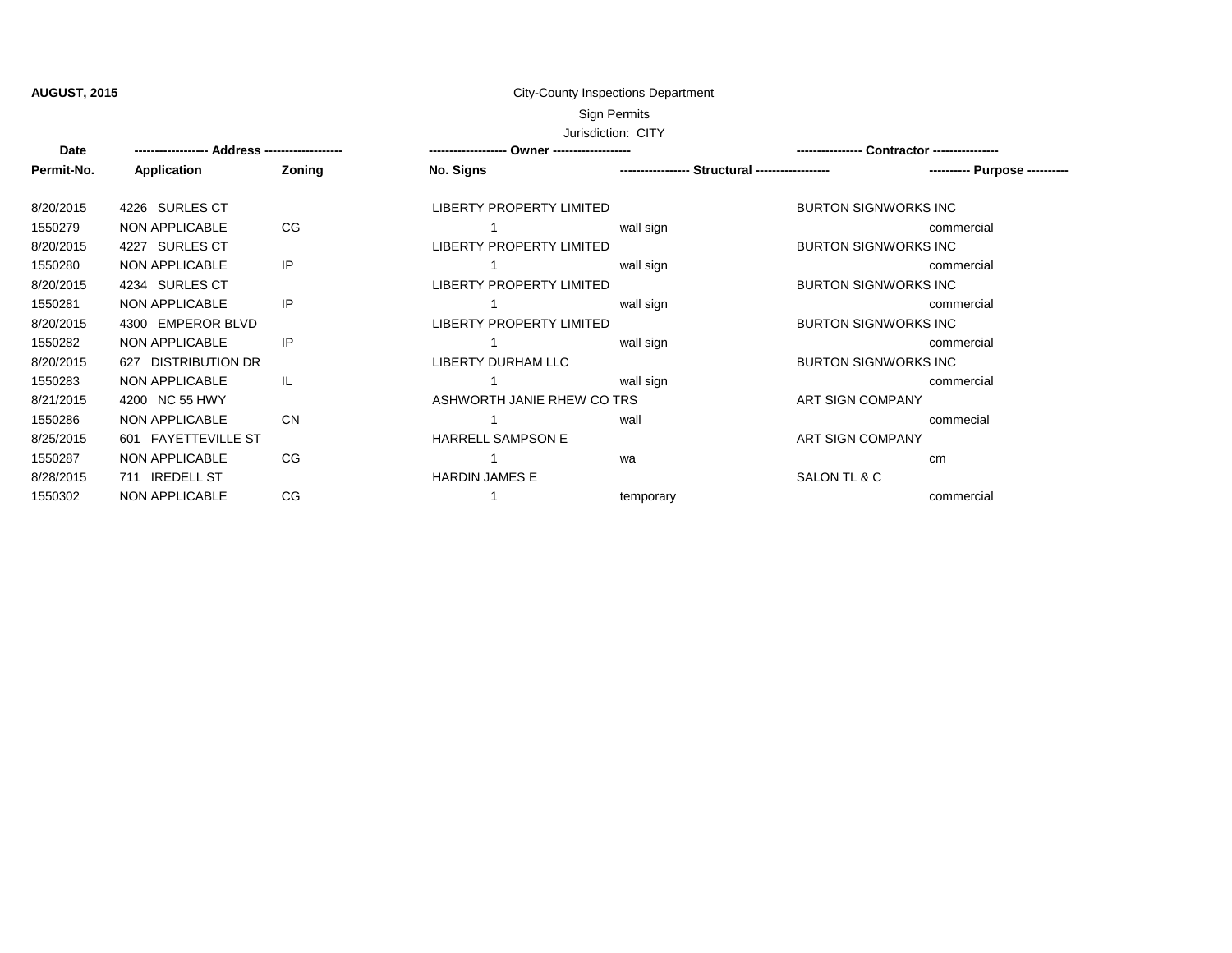**AUGUST, 2015**

City-County Inspections Department

Sign Permits

Jurisdiction: CITY

| Date | ------------------ Address ------------------- | | ------------------- Owner ------------------- | | ---------------- Contractor ---------------- | |
|---|---|---|---|---|---|---|
| **Permit-No.** | **Application** | **Zoning** | **No. Signs** | **----------------- Structural ------------------** | | **---------- Purpose ----------** |
| 8/20/2015 | 4226 SURLES CT | | LIBERTY PROPERTY LIMITED | | BURTON SIGNWORKS INC | |
| 1550279 | NON APPLICABLE | CG | 1 | wall sign | | commercial |
| 8/20/2015 | 4227 SURLES CT | | LIBERTY PROPERTY LIMITED | | BURTON SIGNWORKS INC | |
| 1550280 | NON APPLICABLE | IP | 1 | wall sign | | commercial |
| 8/20/2015 | 4234 SURLES CT | | LIBERTY PROPERTY LIMITED | | BURTON SIGNWORKS INC | |
| 1550281 | NON APPLICABLE | IP | 1 | wall sign | | commercial |
| 8/20/2015 | 4300 EMPEROR BLVD | | LIBERTY PROPERTY LIMITED | | BURTON SIGNWORKS INC | |
| 1550282 | NON APPLICABLE | IP | 1 | wall sign | | commercial |
| 8/20/2015 | 627 DISTRIBUTION DR | | LIBERTY DURHAM LLC | | BURTON SIGNWORKS INC | |
| 1550283 | NON APPLICABLE | IL | 1 | wall sign | | commercial |
| 8/21/2015 | 4200 NC 55 HWY | | ASHWORTH JANIE RHEW CO TRS | | ART SIGN COMPANY | |
| 1550286 | NON APPLICABLE | CN | 1 | wall | | commecial |
| 8/25/2015 | 601 FAYETTEVILLE ST | | HARRELL SAMPSON E | | ART SIGN COMPANY | |
| 1550287 | NON APPLICABLE | CG | 1 | wa | | cm |
| 8/28/2015 | 711 IREDELL ST | | HARDIN JAMES E | | SALON TL & C | |
| 1550302 | NON APPLICABLE | CG | 1 | temporary | | commercial |